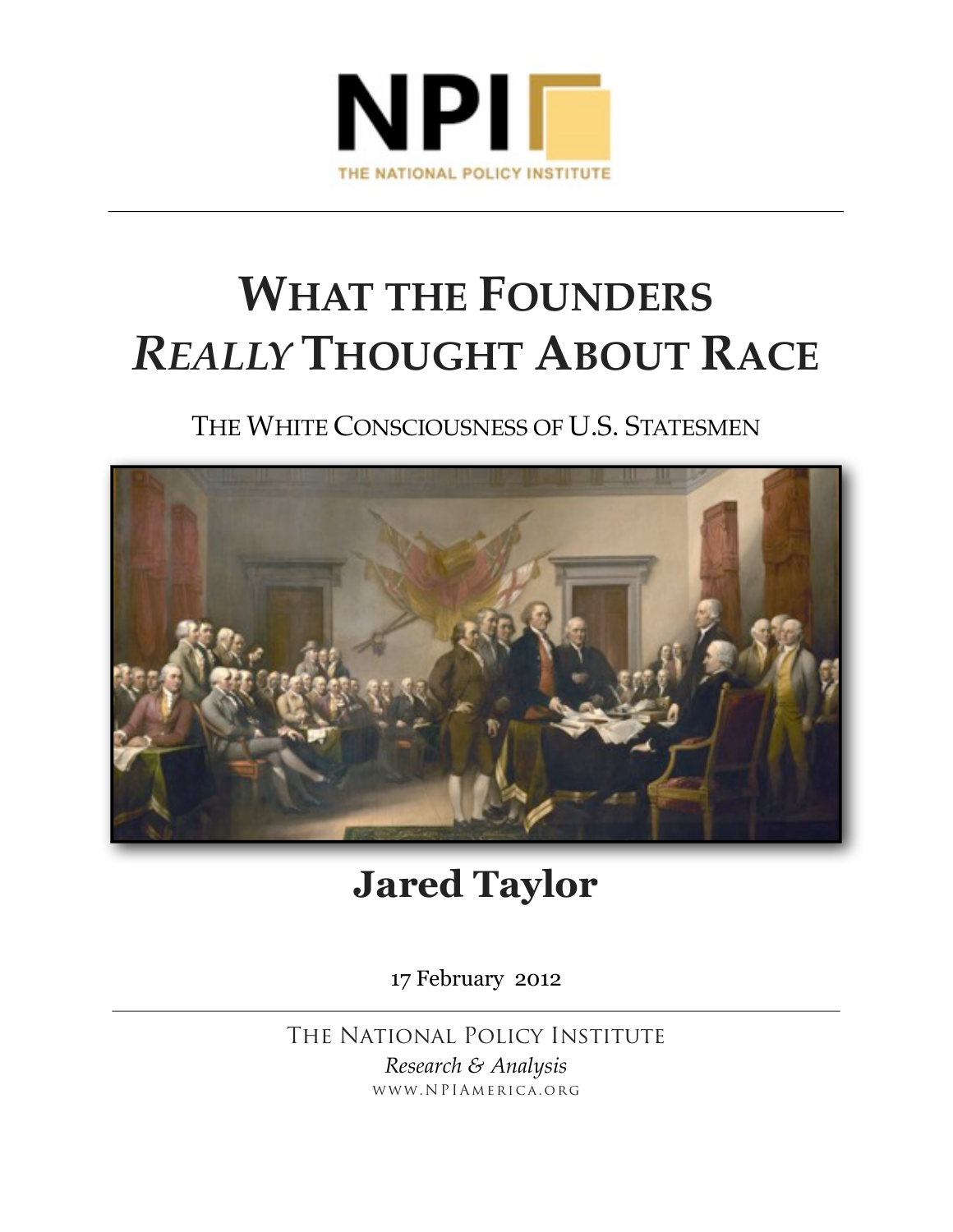NPI

THE NATIONAL POLICY INSTITUTE

---

# WHAT THE FOUNDERS *REALLY* THOUGHT ABOUT RACE

THE WHITE CONSCIOUSNESS OF U.S. STATESMEN

## Jared Taylor

17 February 2012

---

THE NATIONAL POLICY INSTITUTE

*Research & Analysis*

WWW.NPIAMERICA.ORG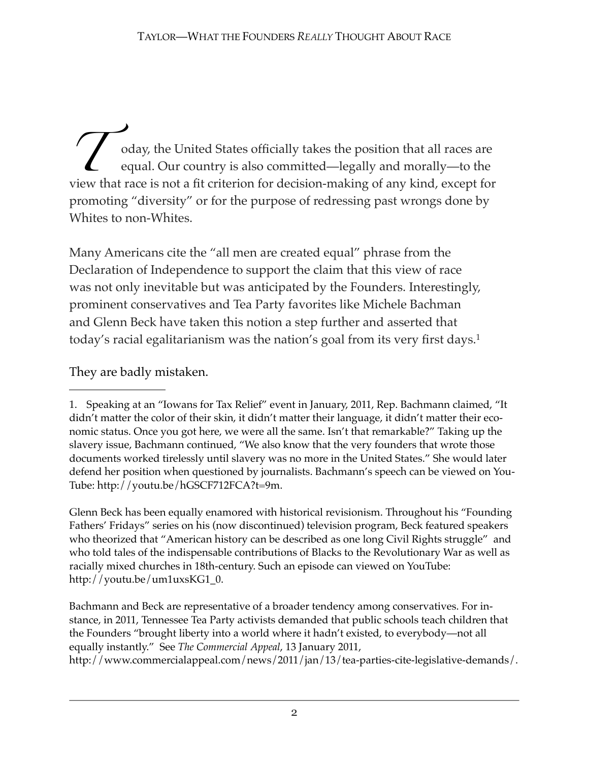Today, the United States officially takes the position that all races are equal. Our country is also committed—legally and morally—to the view that race is not a fit criterion for decision-making of any kind, except for promoting "diversity" or for the purpose of redressing past wrongs done by Whites to non-Whites.

Many Americans cite the "all men are created equal" phrase from the Declaration of Independence to support the claim that this view of race was not only inevitable but was anticipated by the Founders. Interestingly, prominent conservatives and Tea Party favorites like Michele Bachman and Glenn Beck have taken this notion a step further and asserted that today's racial egalitarianism was the nation's goal from its very first days.[1]

They are badly mistaken.

---

1. Speaking at an "Iowans for Tax Relief" event in January, 2011, Rep. Bachmann claimed, "It didn't matter the color of their skin, it didn't matter their language, it didn't matter their economic status. Once you got here, we were all the same. Isn't that remarkable?" Taking up the slavery issue, Bachmann continued, "We also know that the very founders that wrote those documents worked tirelessly until slavery was no more in the United States." She would later defend her position when questioned by journalists. Bachmann's speech can be viewed on YouTube: http://youtu.be/hGSCF712FCA?t=9m.

Glenn Beck has been equally enamored with historical revisionism. Throughout his "Founding Fathers' Fridays" series on his (now discontinued) television program, Beck featured speakers who theorized that "American history can be described as one long Civil Rights struggle" and who told tales of the indispensable contributions of Blacks to the Revolutionary War as well as racially mixed churches in 18th-century. Such an episode can viewed on YouTube: http://youtu.be/um1uxsKG1_0.

Bachmann and Beck are representative of a broader tendency among conservatives. For instance, in 2011, Tennessee Tea Party activists demanded that public schools teach children that the Founders "brought liberty into a world where it hadn't existed, to everybody—not all equally instantly." See *The Commercial Appeal*, 13 January 2011, http://www.commercialappeal.com/news/2011/jan/13/tea-parties-cite-legislative-demands/.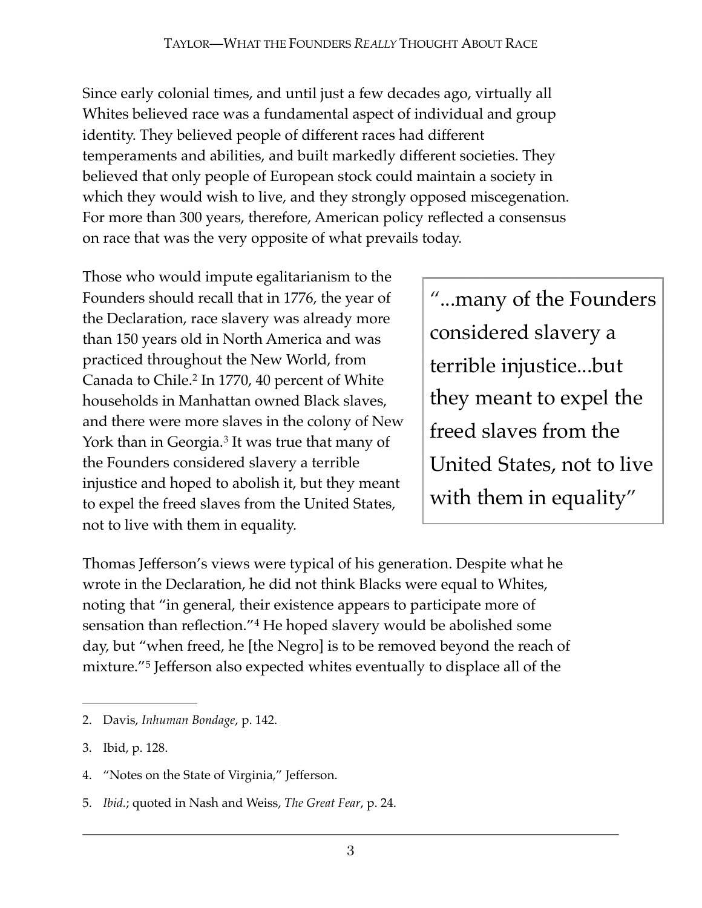Since early colonial times, and until just a few decades ago, virtually all Whites believed race was a fundamental aspect of individual and group identity. They believed people of different races had different temperaments and abilities, and built markedly different societies. They believed that only people of European stock could maintain a society in which they would wish to live, and they strongly opposed miscegenation. For more than 300 years, therefore, American policy reflected a consensus on race that was the very opposite of what prevails today.

Those who would impute egalitarianism to the Founders should recall that in 1776, the year of the Declaration, race slavery was already more than 150 years old in North America and was practiced throughout the New World, from Canada to Chile.[2] In 1770, 40 percent of White households in Manhattan owned Black slaves, and there were more slaves in the colony of New York than in Georgia.[3] It was true that many of the Founders considered slavery a terrible injustice and hoped to abolish it, but they meant to expel the freed slaves from the United States, not to live with them in equality.

> "...many of the Founders considered slavery a terrible injustice...but they meant to expel the freed slaves from the United States, not to live with them in equality"

Thomas Jefferson's views were typical of his generation. Despite what he wrote in the Declaration, he did not think Blacks were equal to Whites, noting that "in general, their existence appears to participate more of sensation than reflection."[4] He hoped slavery would be abolished some day, but "when freed, he [the Negro] is to be removed beyond the reach of mixture."[5] Jefferson also expected whites eventually to displace all of the

---

2. Davis, *Inhuman Bondage*, p. 142.
3. Ibid, p. 128.
4. "Notes on the State of Virginia," Jefferson.
5. *Ibid.*; quoted in Nash and Weiss, *The Great Fear*, p. 24.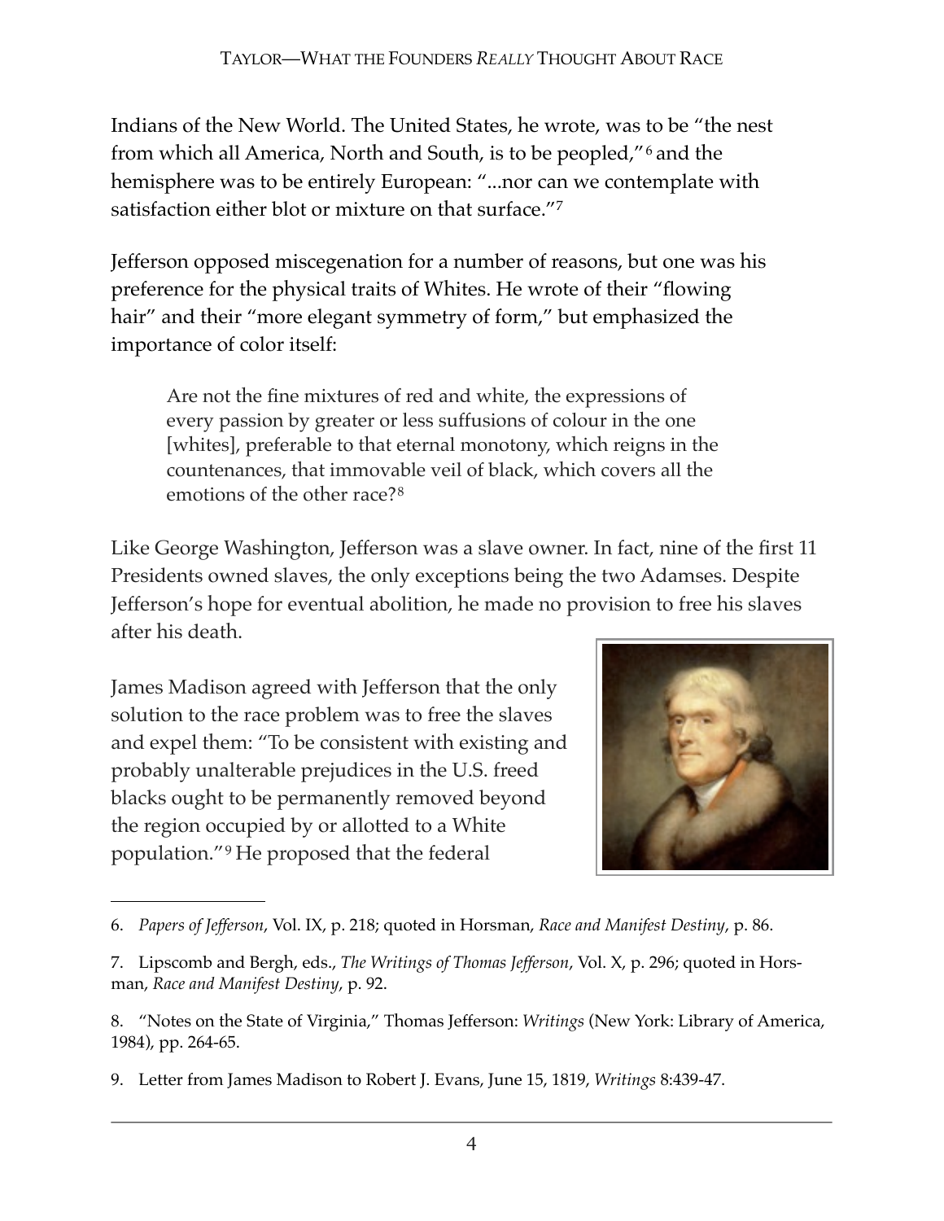Indians of the New World. The United States, he wrote, was to be "the nest from which all America, North and South, is to be peopled,"[6] and the hemisphere was to be entirely European: "...nor can we contemplate with satisfaction either blot or mixture on that surface."[7]

Jefferson opposed miscegenation for a number of reasons, but one was his preference for the physical traits of Whites. He wrote of their "flowing hair" and their "more elegant symmetry of form," but emphasized the importance of color itself:

> Are not the fine mixtures of red and white, the expressions of every passion by greater or less suffusions of colour in the one [whites], preferable to that eternal monotony, which reigns in the countenances, that immovable veil of black, which covers all the emotions of the other race?[8]

Like George Washington, Jefferson was a slave owner. In fact, nine of the first 11 Presidents owned slaves, the only exceptions being the two Adamses. Despite Jefferson's hope for eventual abolition, he made no provision to free his slaves after his death.

James Madison agreed with Jefferson that the only solution to the race problem was to free the slaves and expel them: "To be consistent with existing and probably unalterable prejudices in the U.S. freed blacks ought to be permanently removed beyond the region occupied by or allotted to a White population."[9] He proposed that the federal

---

6. *Papers of Jefferson*, Vol. IX, p. 218; quoted in Horsman, *Race and Manifest Destiny*, p. 86.

7. Lipscomb and Bergh, eds., *The Writings of Thomas Jefferson*, Vol. X, p. 296; quoted in Horsman, *Race and Manifest Destiny*, p. 92.

8. "Notes on the State of Virginia," Thomas Jefferson: *Writings* (New York: Library of America, 1984), pp. 264-65.

9. Letter from James Madison to Robert J. Evans, June 15, 1819, *Writings* 8:439-47.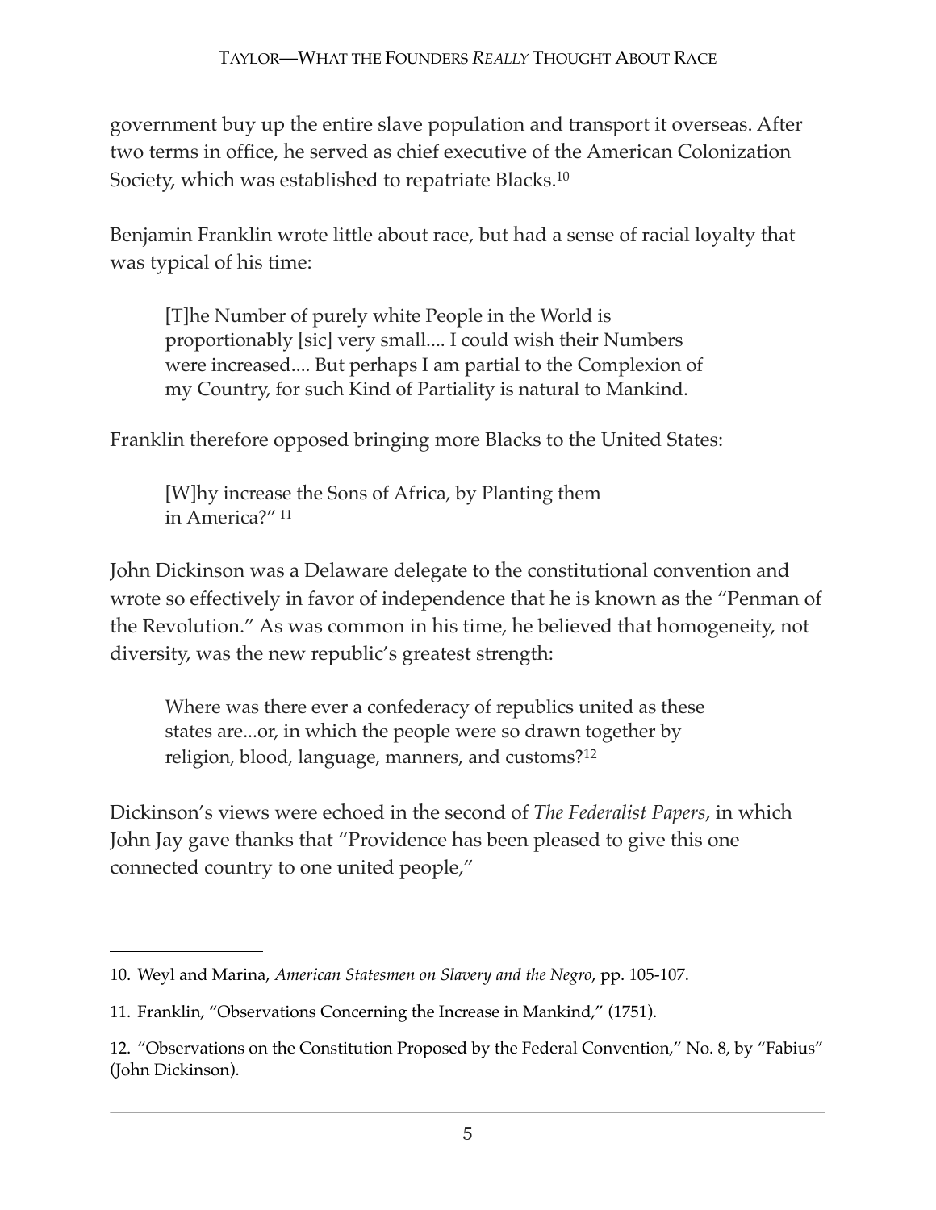government buy up the entire slave population and transport it overseas. After two terms in office, he served as chief executive of the American Colonization Society, which was established to repatriate Blacks.[10]

Benjamin Franklin wrote little about race, but had a sense of racial loyalty that was typical of his time:

> [T]he Number of purely white People in the World is proportionably [sic] very small.... I could wish their Numbers were increased.... But perhaps I am partial to the Complexion of my Country, for such Kind of Partiality is natural to Mankind.

Franklin therefore opposed bringing more Blacks to the United States:

> [W]hy increase the Sons of Africa, by Planting them in America?" [11]

John Dickinson was a Delaware delegate to the constitutional convention and wrote so effectively in favor of independence that he is known as the "Penman of the Revolution." As was common in his time, he believed that homogeneity, not diversity, was the new republic's greatest strength:

> Where was there ever a confederacy of republics united as these states are...or, in which the people were so drawn together by religion, blood, language, manners, and customs?[12]

Dickinson's views were echoed in the second of *The Federalist Papers*, in which John Jay gave thanks that "Providence has been pleased to give this one connected country to one united people,"

---

10. Weyl and Marina, *American Statesmen on Slavery and the Negro*, pp. 105-107.

11. Franklin, "Observations Concerning the Increase in Mankind," (1751).

12. "Observations on the Constitution Proposed by the Federal Convention," No. 8, by "Fabius" (John Dickinson).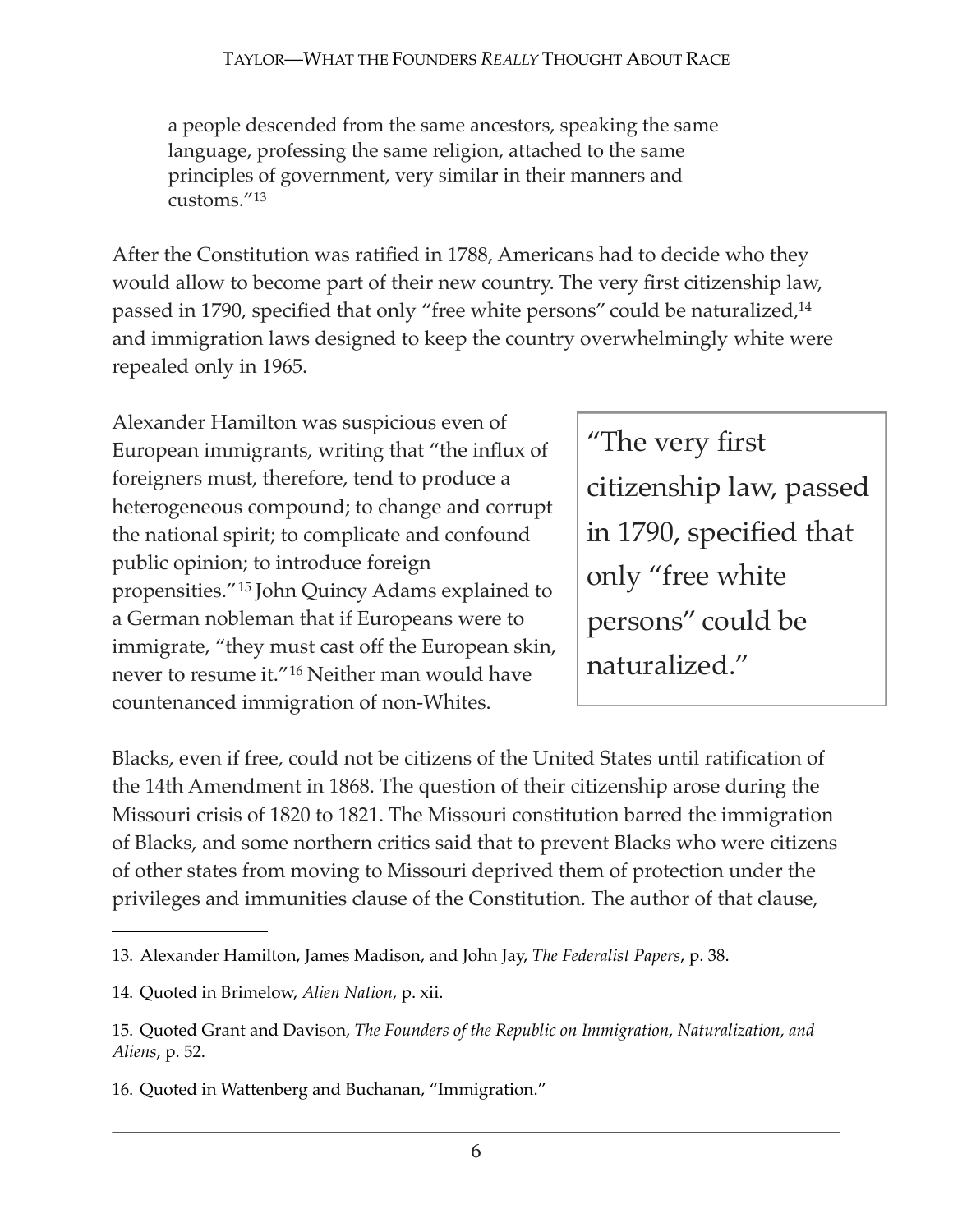a people descended from the same ancestors, speaking the same language, professing the same religion, attached to the same principles of government, very similar in their manners and customs."[13]

After the Constitution was ratified in 1788, Americans had to decide who they would allow to become part of their new country. The very first citizenship law, passed in 1790, specified that only "free white persons" could be naturalized,[14] and immigration laws designed to keep the country overwhelmingly white were repealed only in 1965.

Alexander Hamilton was suspicious even of European immigrants, writing that "the influx of foreigners must, therefore, tend to produce a heterogeneous compound; to change and corrupt the national spirit; to complicate and confound public opinion; to introduce foreign propensities."[15] John Quincy Adams explained to a German nobleman that if Europeans were to immigrate, "they must cast off the European skin, never to resume it."[16] Neither man would have countenanced immigration of non-Whites.

> "The very first citizenship law, passed in 1790, specified that only "free white persons" could be naturalized."

Blacks, even if free, could not be citizens of the United States until ratification of the 14th Amendment in 1868. The question of their citizenship arose during the Missouri crisis of 1820 to 1821. The Missouri constitution barred the immigration of Blacks, and some northern critics said that to prevent Blacks who were citizens of other states from moving to Missouri deprived them of protection under the privileges and immunities clause of the Constitution. The author of that clause,

---

13. Alexander Hamilton, James Madison, and John Jay, *The Federalist Papers*, p. 38.

14. Quoted in Brimelow, *Alien Nation*, p. xii.

15. Quoted Grant and Davison, *The Founders of the Republic on Immigration, Naturalization, and Aliens*, p. 52.

16. Quoted in Wattenberg and Buchanan, "Immigration."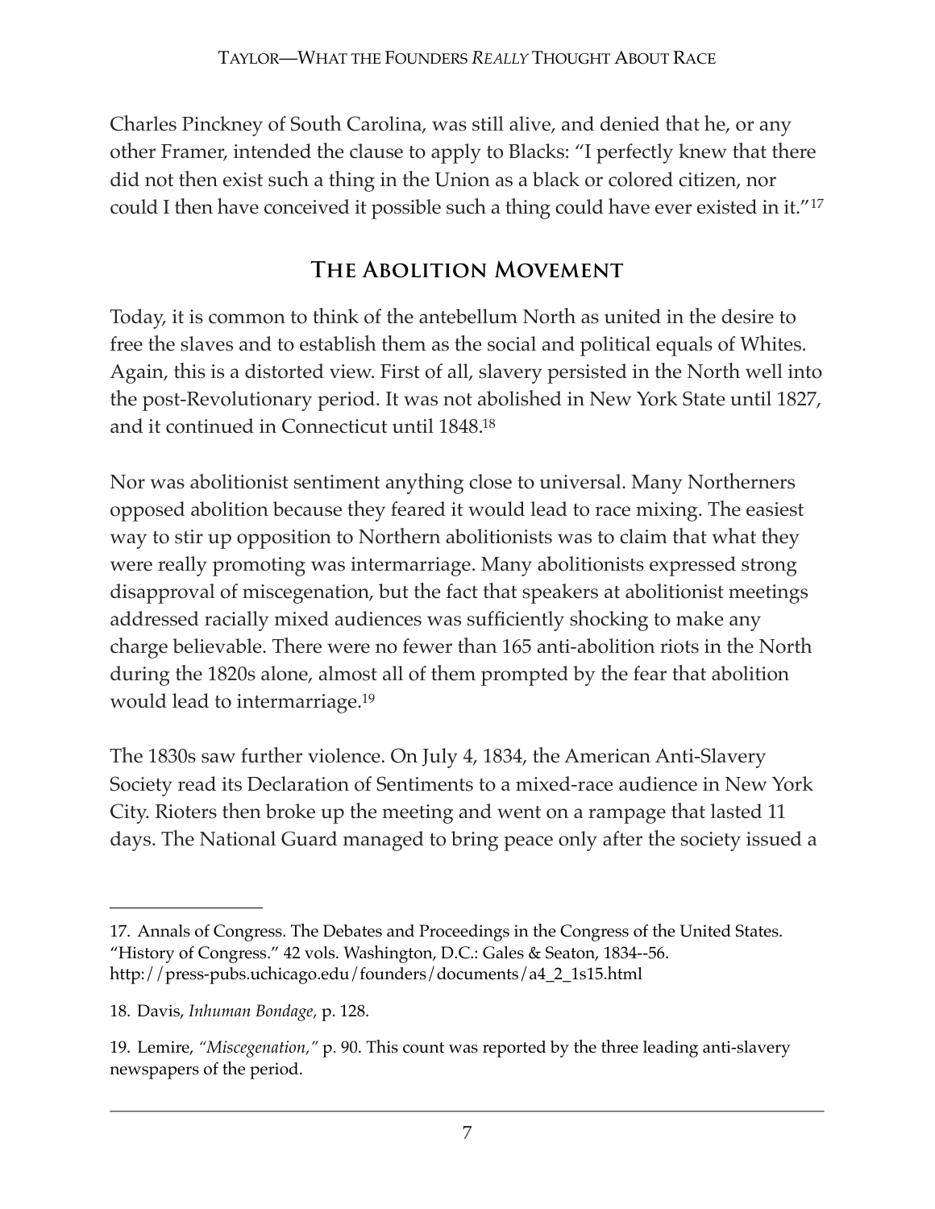Charles Pinckney of South Carolina, was still alive, and denied that he, or any other Framer, intended the clause to apply to Blacks: "I perfectly knew that there did not then exist such a thing in the Union as a black or colored citizen, nor could I then have conceived it possible such a thing could have ever existed in it."[17]

## The Abolition Movement

Today, it is common to think of the antebellum North as united in the desire to free the slaves and to establish them as the social and political equals of Whites. Again, this is a distorted view. First of all, slavery persisted in the North well into the post-Revolutionary period. It was not abolished in New York State until 1827, and it continued in Connecticut until 1848.[18]

Nor was abolitionist sentiment anything close to universal. Many Northerners opposed abolition because they feared it would lead to race mixing. The easiest way to stir up opposition to Northern abolitionists was to claim that what they were really promoting was intermarriage. Many abolitionists expressed strong disapproval of miscegenation, but the fact that speakers at abolitionist meetings addressed racially mixed audiences was sufficiently shocking to make any charge believable. There were no fewer than 165 anti-abolition riots in the North during the 1820s alone, almost all of them prompted by the fear that abolition would lead to intermarriage.[19]

The 1830s saw further violence. On July 4, 1834, the American Anti-Slavery Society read its Declaration of Sentiments to a mixed-race audience in New York City. Rioters then broke up the meeting and went on a rampage that lasted 11 days. The National Guard managed to bring peace only after the society issued a

---

17. Annals of Congress. The Debates and Proceedings in the Congress of the United States. "History of Congress." 42 vols. Washington, D.C.: Gales & Seaton, 1834--56. http://press-pubs.uchicago.edu/founders/documents/a4_2_1s15.html

18. Davis, *Inhuman Bondage,* p. 128.

19. Lemire, *"Miscegenation,"* p. 90. This count was reported by the three leading anti-slavery newspapers of the period.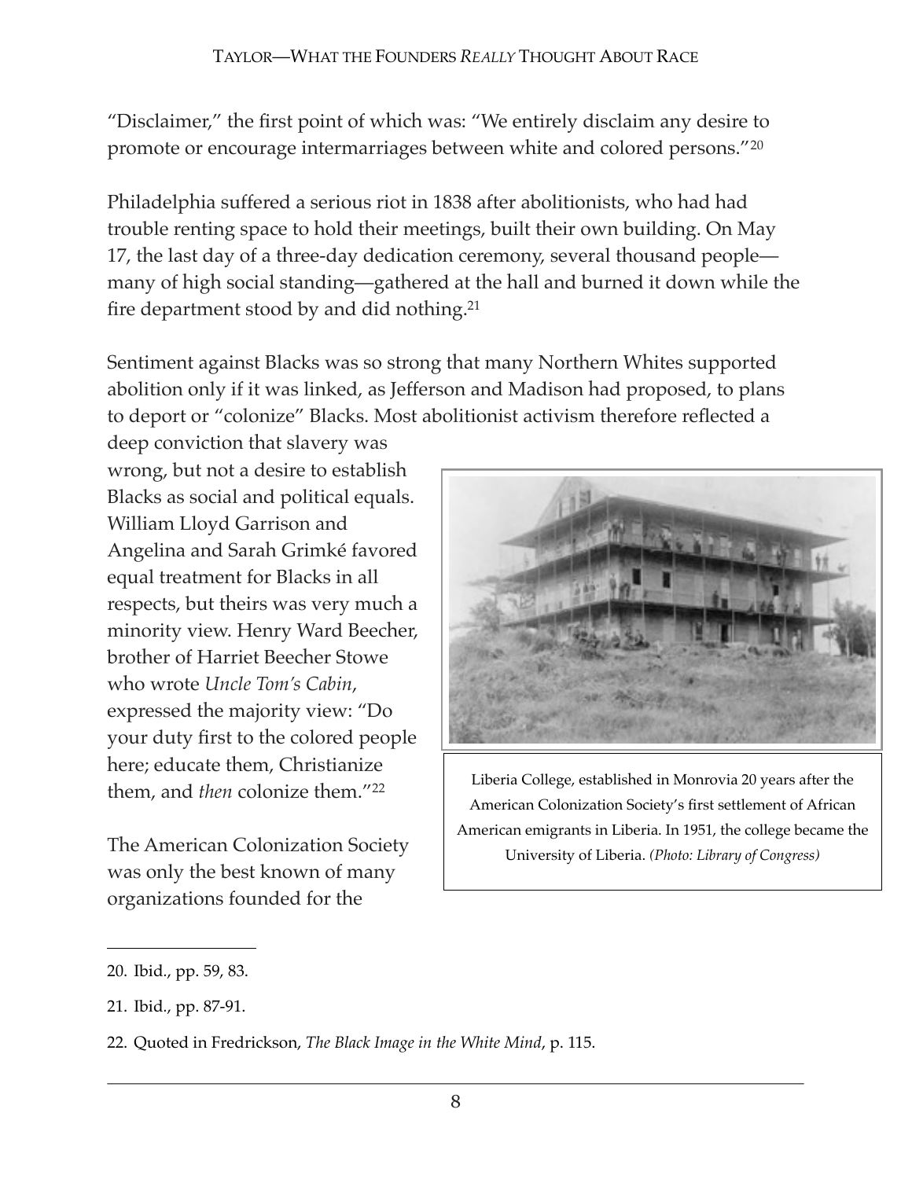"Disclaimer," the first point of which was: "We entirely disclaim any desire to promote or encourage intermarriages between white and colored persons."[20]

Philadelphia suffered a serious riot in 1838 after abolitionists, who had had trouble renting space to hold their meetings, built their own building. On May 17, the last day of a three-day dedication ceremony, several thousand people—many of high social standing—gathered at the hall and burned it down while the fire department stood by and did nothing.[21]

Sentiment against Blacks was so strong that many Northern Whites supported abolition only if it was linked, as Jefferson and Madison had proposed, to plans to deport or "colonize" Blacks. Most abolitionist activism therefore reflected a deep conviction that slavery was wrong, but not a desire to establish Blacks as social and political equals. William Lloyd Garrison and Angelina and Sarah Grimké favored equal treatment for Blacks in all respects, but theirs was very much a minority view. Henry Ward Beecher, brother of Harriet Beecher Stowe who wrote *Uncle Tom's Cabin*, expressed the majority view: "Do your duty first to the colored people here; educate them, Christianize them, and *then* colonize them."[22]

Liberia College, established in Monrovia 20 years after the American Colonization Society's first settlement of African American emigrants in Liberia. In 1951, the college became the University of Liberia. *(Photo: Library of Congress)*

The American Colonization Society was only the best known of many organizations founded for the

---

20. Ibid., pp. 59, 83.

21. Ibid., pp. 87-91.

22. Quoted in Fredrickson, *The Black Image in the White Mind*, p. 115.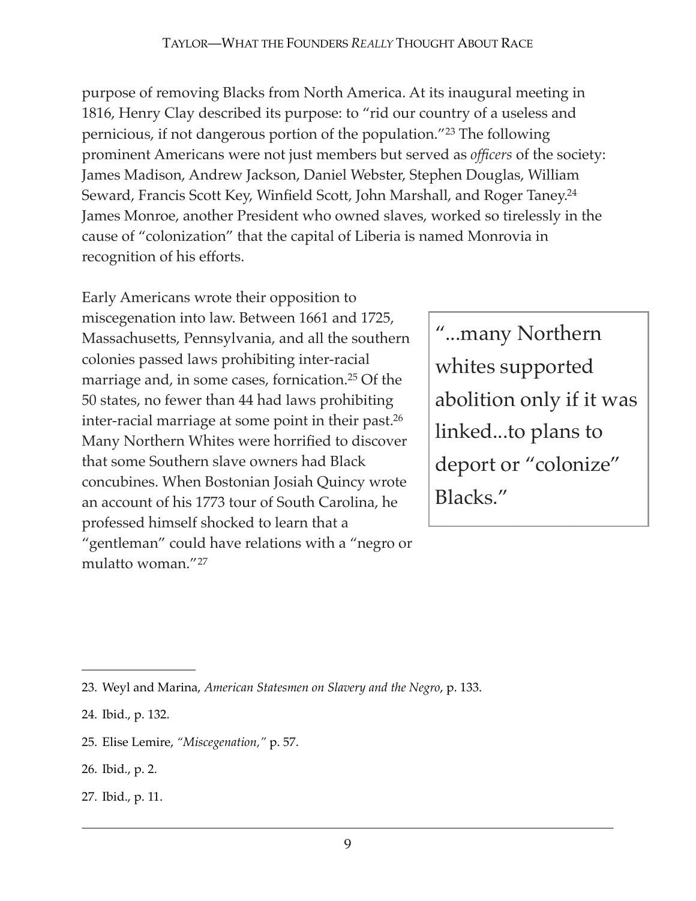purpose of removing Blacks from North America. At its inaugural meeting in 1816, Henry Clay described its purpose: to "rid our country of a useless and pernicious, if not dangerous portion of the population."[23] The following prominent Americans were not just members but served as *officers* of the society: James Madison, Andrew Jackson, Daniel Webster, Stephen Douglas, William Seward, Francis Scott Key, Winfield Scott, John Marshall, and Roger Taney.[24] James Monroe, another President who owned slaves, worked so tirelessly in the cause of "colonization" that the capital of Liberia is named Monrovia in recognition of his efforts.

Early Americans wrote their opposition to miscegenation into law. Between 1661 and 1725, Massachusetts, Pennsylvania, and all the southern colonies passed laws prohibiting inter-racial marriage and, in some cases, fornication.[25] Of the 50 states, no fewer than 44 had laws prohibiting inter-racial marriage at some point in their past.[26] Many Northern Whites were horrified to discover that some Southern slave owners had Black concubines. When Bostonian Josiah Quincy wrote an account of his 1773 tour of South Carolina, he professed himself shocked to learn that a "gentleman" could have relations with a "negro or mulatto woman."[27]

> "...many Northern whites supported abolition only if it was linked...to plans to deport or "colonize" Blacks."

---

23. Weyl and Marina, *American Statesmen on Slavery and the Negro*, p. 133.

24. Ibid., p. 132.

25. Elise Lemire, *"Miscegenation,"* p. 57.

26. Ibid., p. 2.

27. Ibid., p. 11.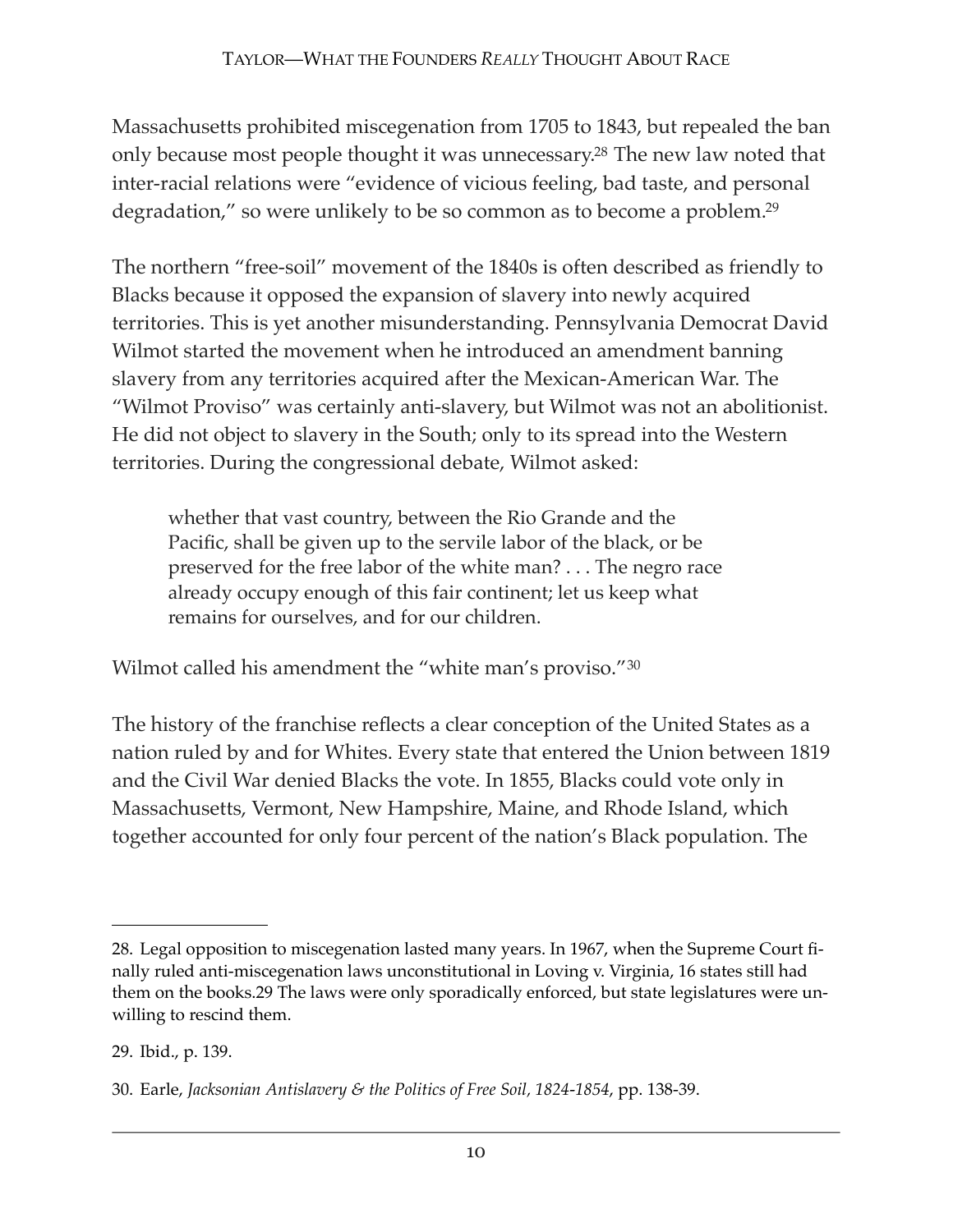Massachusetts prohibited miscegenation from 1705 to 1843, but repealed the ban only because most people thought it was unnecessary.[28] The new law noted that inter-racial relations were "evidence of vicious feeling, bad taste, and personal degradation," so were unlikely to be so common as to become a problem.[29]

The northern "free-soil" movement of the 1840s is often described as friendly to Blacks because it opposed the expansion of slavery into newly acquired territories. This is yet another misunderstanding. Pennsylvania Democrat David Wilmot started the movement when he introduced an amendment banning slavery from any territories acquired after the Mexican-American War. The "Wilmot Proviso" was certainly anti-slavery, but Wilmot was not an abolitionist. He did not object to slavery in the South; only to its spread into the Western territories. During the congressional debate, Wilmot asked:

> whether that vast country, between the Rio Grande and the Pacific, shall be given up to the servile labor of the black, or be preserved for the free labor of the white man? . . . The negro race already occupy enough of this fair continent; let us keep what remains for ourselves, and for our children.

Wilmot called his amendment the "white man's proviso."[30]

The history of the franchise reflects a clear conception of the United States as a nation ruled by and for Whites. Every state that entered the Union between 1819 and the Civil War denied Blacks the vote. In 1855, Blacks could vote only in Massachusetts, Vermont, New Hampshire, Maine, and Rhode Island, which together accounted for only four percent of the nation's Black population. The

---

28. Legal opposition to miscegenation lasted many years. In 1967, when the Supreme Court finally ruled anti-miscegenation laws unconstitutional in Loving v. Virginia, 16 states still had them on the books.29 The laws were only sporadically enforced, but state legislatures were unwilling to rescind them.

29. Ibid., p. 139.

30. Earle, *Jacksonian Antislavery & the Politics of Free Soil, 1824-1854*, pp. 138-39.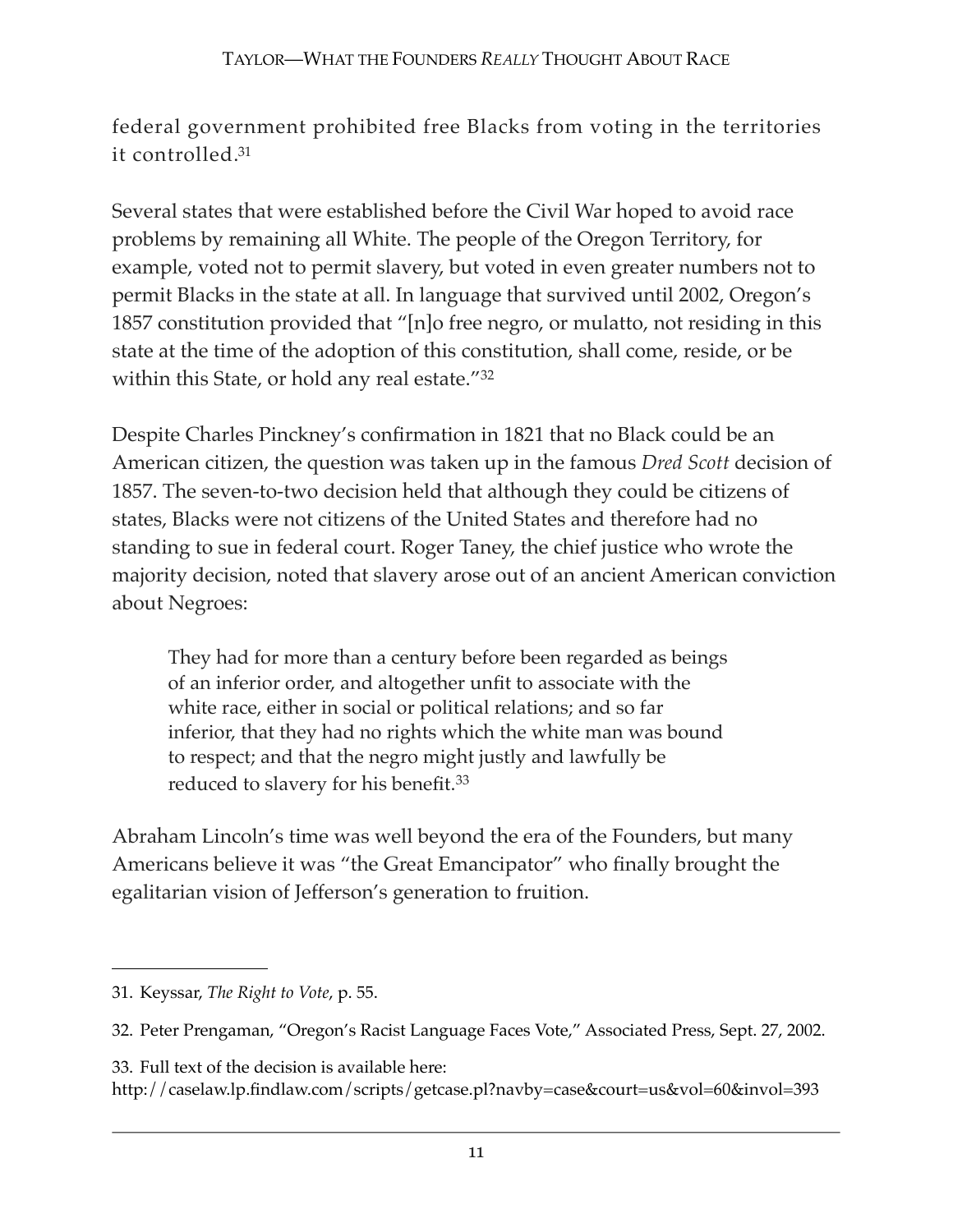federal government prohibited free Blacks from voting in the territories it controlled.[31]

Several states that were established before the Civil War hoped to avoid race problems by remaining all White. The people of the Oregon Territory, for example, voted not to permit slavery, but voted in even greater numbers not to permit Blacks in the state at all. In language that survived until 2002, Oregon's 1857 constitution provided that "[n]o free negro, or mulatto, not residing in this state at the time of the adoption of this constitution, shall come, reside, or be within this State, or hold any real estate."[32]

Despite Charles Pinckney's confirmation in 1821 that no Black could be an American citizen, the question was taken up in the famous *Dred Scott* decision of 1857. The seven-to-two decision held that although they could be citizens of states, Blacks were not citizens of the United States and therefore had no standing to sue in federal court. Roger Taney, the chief justice who wrote the majority decision, noted that slavery arose out of an ancient American conviction about Negroes:

> They had for more than a century before been regarded as beings of an inferior order, and altogether unfit to associate with the white race, either in social or political relations; and so far inferior, that they had no rights which the white man was bound to respect; and that the negro might justly and lawfully be reduced to slavery for his benefit.[33]

Abraham Lincoln's time was well beyond the era of the Founders, but many Americans believe it was "the Great Emancipator" who finally brought the egalitarian vision of Jefferson's generation to fruition.

---

31. Keyssar, *The Right to Vote*, p. 55.

32. Peter Prengaman, "Oregon's Racist Language Faces Vote," Associated Press, Sept. 27, 2002.

33. Full text of the decision is available here: http://caselaw.lp.findlaw.com/scripts/getcase.pl?navby=case&court=us&vol=60&invol=393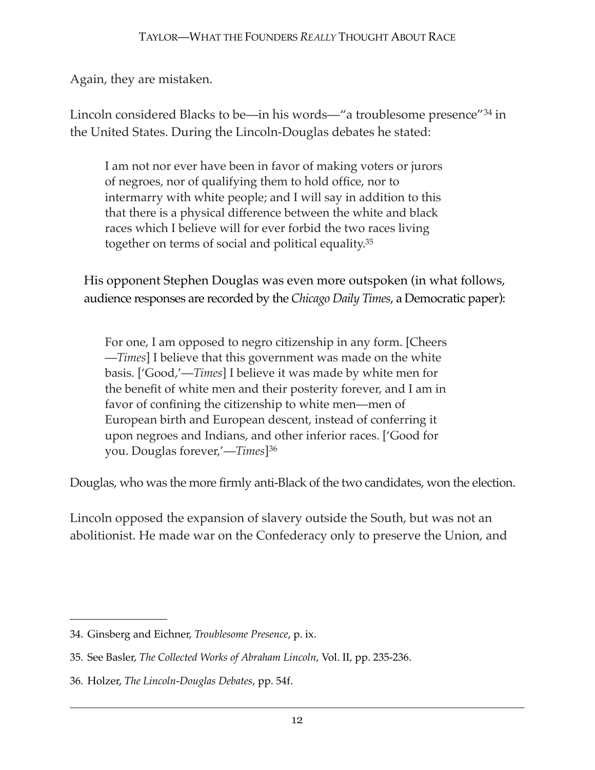Again, they are mistaken.

Lincoln considered Blacks to be—in his words—"a troublesome presence"[34] in the United States. During the Lincoln-Douglas debates he stated:

> I am not nor ever have been in favor of making voters or jurors of negroes, nor of qualifying them to hold office, nor to intermarry with white people; and I will say in addition to this that there is a physical difference between the white and black races which I believe will for ever forbid the two races living together on terms of social and political equality.[35]

His opponent Stephen Douglas was even more outspoken (in what follows, audience responses are recorded by the *Chicago Daily Times*, a Democratic paper):

> For one, I am opposed to negro citizenship in any form. [Cheers —*Times*] I believe that this government was made on the white basis. ['Good,'—*Times*] I believe it was made by white men for the benefit of white men and their posterity forever, and I am in favor of confining the citizenship to white men—men of European birth and European descent, instead of conferring it upon negroes and Indians, and other inferior races. ['Good for you. Douglas forever,'—*Times*][36]

Douglas, who was the more firmly anti-Black of the two candidates, won the election.

Lincoln opposed the expansion of slavery outside the South, but was not an abolitionist. He made war on the Confederacy only to preserve the Union, and

---

34. Ginsberg and Eichner, *Troublesome Presence*, p. ix.

35. See Basler, *The Collected Works of Abraham Lincoln*, Vol. II, pp. 235-236.

36. Holzer, *The Lincoln-Douglas Debates*, pp. 54f.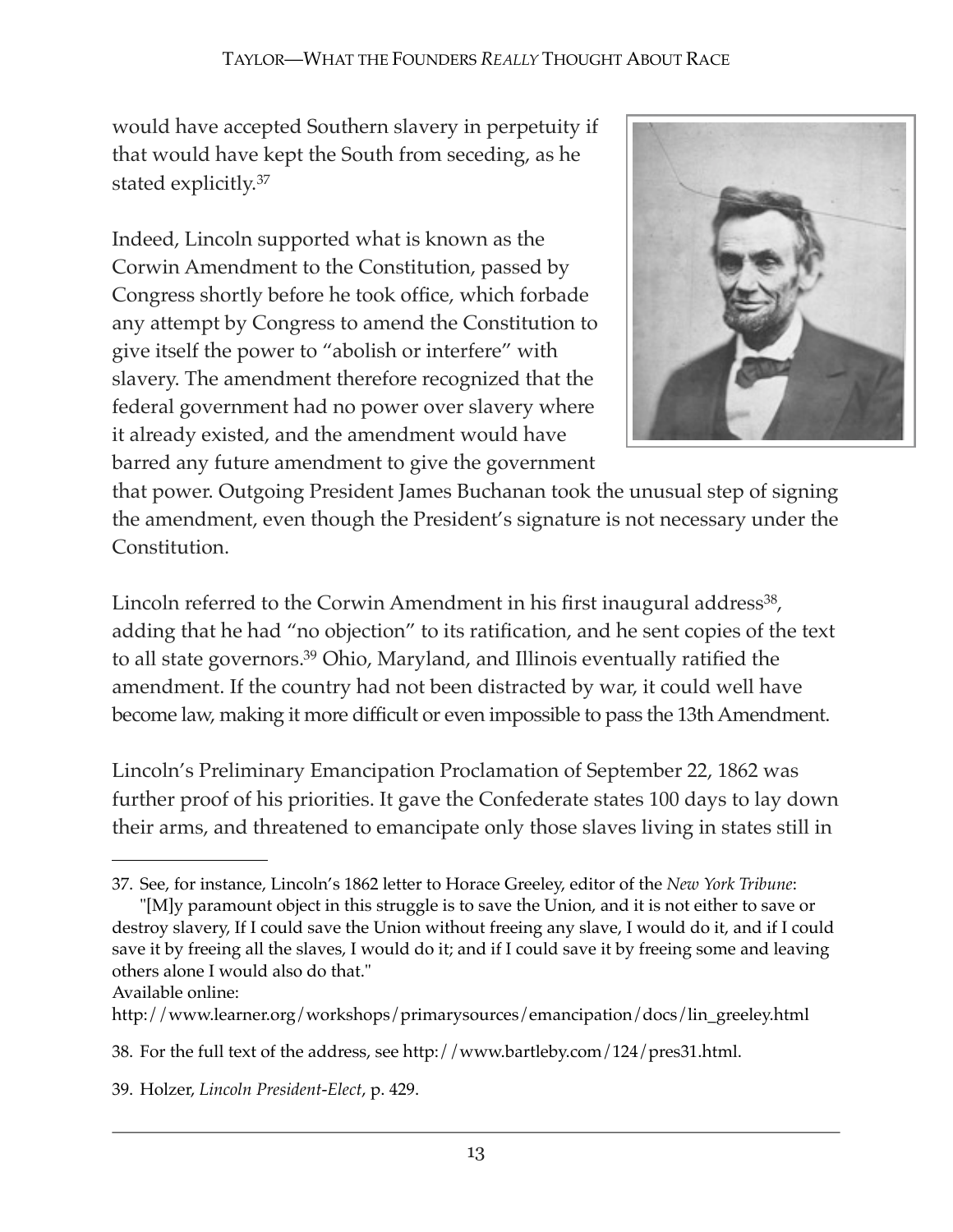would have accepted Southern slavery in perpetuity if that would have kept the South from seceding, as he stated explicitly.[37]

Indeed, Lincoln supported what is known as the Corwin Amendment to the Constitution, passed by Congress shortly before he took office, which forbade any attempt by Congress to amend the Constitution to give itself the power to "abolish or interfere" with slavery. The amendment therefore recognized that the federal government had no power over slavery where it already existed, and the amendment would have barred any future amendment to give the government that power. Outgoing President James Buchanan took the unusual step of signing the amendment, even though the President's signature is not necessary under the Constitution.

Lincoln referred to the Corwin Amendment in his first inaugural address[38], adding that he had "no objection" to its ratification, and he sent copies of the text to all state governors.[39] Ohio, Maryland, and Illinois eventually ratified the amendment. If the country had not been distracted by war, it could well have become law, making it more difficult or even impossible to pass the 13th Amendment.

Lincoln's Preliminary Emancipation Proclamation of September 22, 1862 was further proof of his priorities. It gave the Confederate states 100 days to lay down their arms, and threatened to emancipate only those slaves living in states still in

---

37. See, for instance, Lincoln's 1862 letter to Horace Greeley, editor of the *New York Tribune*:
"[M]y paramount object in this struggle is to save the Union, and it is not either to save or destroy slavery, If I could save the Union without freeing any slave, I would do it, and if I could save it by freeing all the slaves, I would do it; and if I could save it by freeing some and leaving others alone I would also do that."
Available online:
http://www.learner.org/workshops/primarysources/emancipation/docs/lin_greeley.html

38. For the full text of the address, see http://www.bartleby.com/124/pres31.html.

39. Holzer, *Lincoln President-Elect*, p. 429.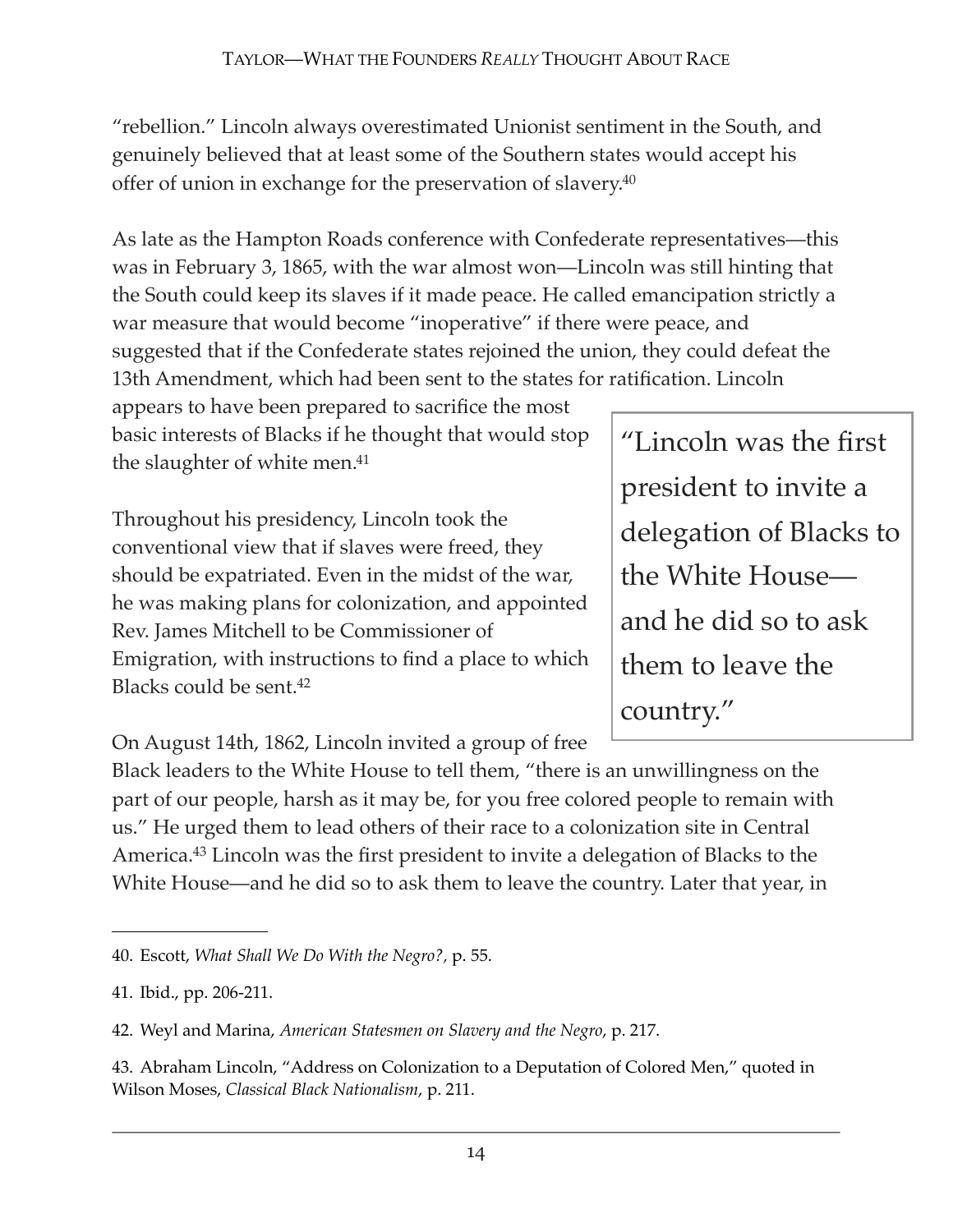"rebellion." Lincoln always overestimated Unionist sentiment in the South, and genuinely believed that at least some of the Southern states would accept his offer of union in exchange for the preservation of slavery.[40]

As late as the Hampton Roads conference with Confederate representatives—this was in February 3, 1865, with the war almost won—Lincoln was still hinting that the South could keep its slaves if it made peace. He called emancipation strictly a war measure that would become "inoperative" if there were peace, and suggested that if the Confederate states rejoined the union, they could defeat the 13th Amendment, which had been sent to the states for ratification. Lincoln appears to have been prepared to sacrifice the most basic interests of Blacks if he thought that would stop the slaughter of white men.[41]

> "Lincoln was the first president to invite a delegation of Blacks to the White House—and he did so to ask them to leave the country."

Throughout his presidency, Lincoln took the conventional view that if slaves were freed, they should be expatriated. Even in the midst of the war, he was making plans for colonization, and appointed Rev. James Mitchell to be Commissioner of Emigration, with instructions to find a place to which Blacks could be sent.[42]

On August 14th, 1862, Lincoln invited a group of free Black leaders to the White House to tell them, "there is an unwillingness on the part of our people, harsh as it may be, for you free colored people to remain with us." He urged them to lead others of their race to a colonization site in Central America.[43] Lincoln was the first president to invite a delegation of Blacks to the White House—and he did so to ask them to leave the country. Later that year, in

---

40. Escott, *What Shall We Do With the Negro?,* p. 55.

41. Ibid., pp. 206-211.

42. Weyl and Marina, *American Statesmen on Slavery and the Negro*, p. 217.

43. Abraham Lincoln, "Address on Colonization to a Deputation of Colored Men," quoted in Wilson Moses, *Classical Black Nationalism*, p. 211.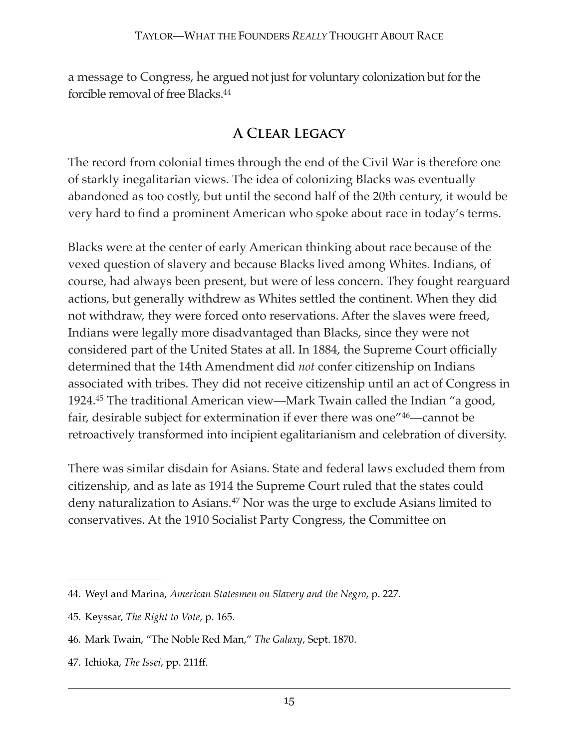a message to Congress, he argued not just for voluntary colonization but for the forcible removal of free Blacks.[44]

## A Clear Legacy

The record from colonial times through the end of the Civil War is therefore one of starkly inegalitarian views. The idea of colonizing Blacks was eventually abandoned as too costly, but until the second half of the 20th century, it would be very hard to find a prominent American who spoke about race in today's terms.

Blacks were at the center of early American thinking about race because of the vexed question of slavery and because Blacks lived among Whites. Indians, of course, had always been present, but were of less concern. They fought rearguard actions, but generally withdrew as Whites settled the continent. When they did not withdraw, they were forced onto reservations. After the slaves were freed, Indians were legally more disadvantaged than Blacks, since they were not considered part of the United States at all. In 1884, the Supreme Court officially determined that the 14th Amendment did *not* confer citizenship on Indians associated with tribes. They did not receive citizenship until an act of Congress in 1924.[45] The traditional American view—Mark Twain called the Indian "a good, fair, desirable subject for extermination if ever there was one"[46]—cannot be retroactively transformed into incipient egalitarianism and celebration of diversity.

There was similar disdain for Asians. State and federal laws excluded them from citizenship, and as late as 1914 the Supreme Court ruled that the states could deny naturalization to Asians.[47] Nor was the urge to exclude Asians limited to conservatives. At the 1910 Socialist Party Congress, the Committee on

---

44. Weyl and Marina, *American Statesmen on Slavery and the Negro*, p. 227.

45. Keyssar, *The Right to Vote*, p. 165.

46. Mark Twain, "The Noble Red Man," *The Galaxy*, Sept. 1870.

47. Ichioka, *The Issei*, pp. 211ff.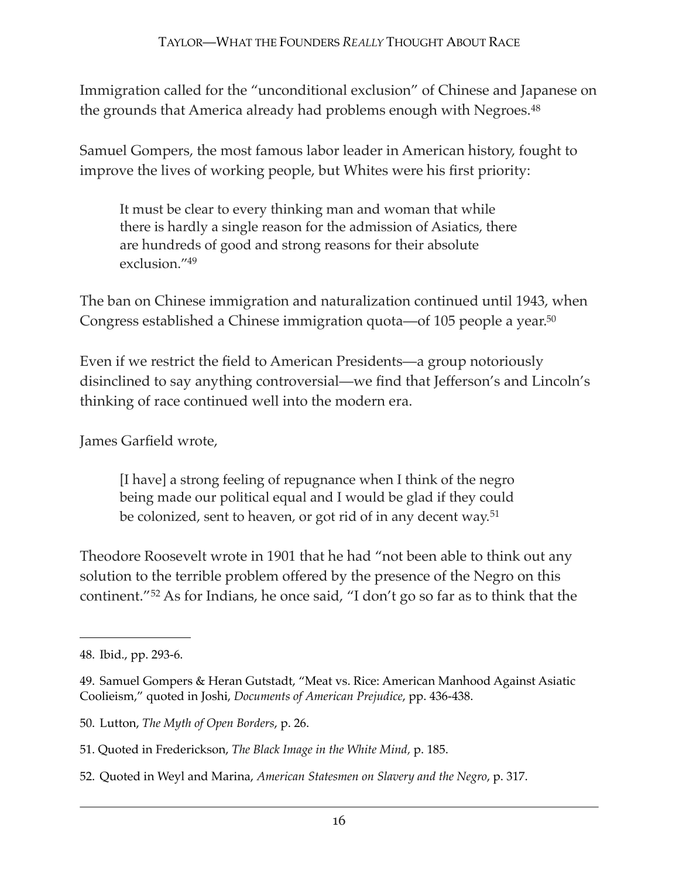Immigration called for the "unconditional exclusion" of Chinese and Japanese on the grounds that America already had problems enough with Negroes.[48]

Samuel Gompers, the most famous labor leader in American history, fought to improve the lives of working people, but Whites were his first priority:

> It must be clear to every thinking man and woman that while there is hardly a single reason for the admission of Asiatics, there are hundreds of good and strong reasons for their absolute exclusion."[49]

The ban on Chinese immigration and naturalization continued until 1943, when Congress established a Chinese immigration quota—of 105 people a year.[50]

Even if we restrict the field to American Presidents—a group notoriously disinclined to say anything controversial—we find that Jefferson's and Lincoln's thinking of race continued well into the modern era.

James Garfield wrote,

> [I have] a strong feeling of repugnance when I think of the negro being made our political equal and I would be glad if they could be colonized, sent to heaven, or got rid of in any decent way.[51]

Theodore Roosevelt wrote in 1901 that he had "not been able to think out any solution to the terrible problem offered by the presence of the Negro on this continent."[52] As for Indians, he once said, "I don't go so far as to think that the

---

48. Ibid., pp. 293-6.

49. Samuel Gompers & Heran Gutstadt, "Meat vs. Rice: American Manhood Against Asiatic Coolieism," quoted in Joshi, *Documents of American Prejudice*, pp. 436-438.

50. Lutton, *The Myth of Open Borders*, p. 26.

51. Quoted in Frederickson, *The Black Image in the White Mind,* p. 185.

52. Quoted in Weyl and Marina, *American Statesmen on Slavery and the Negro*, p. 317.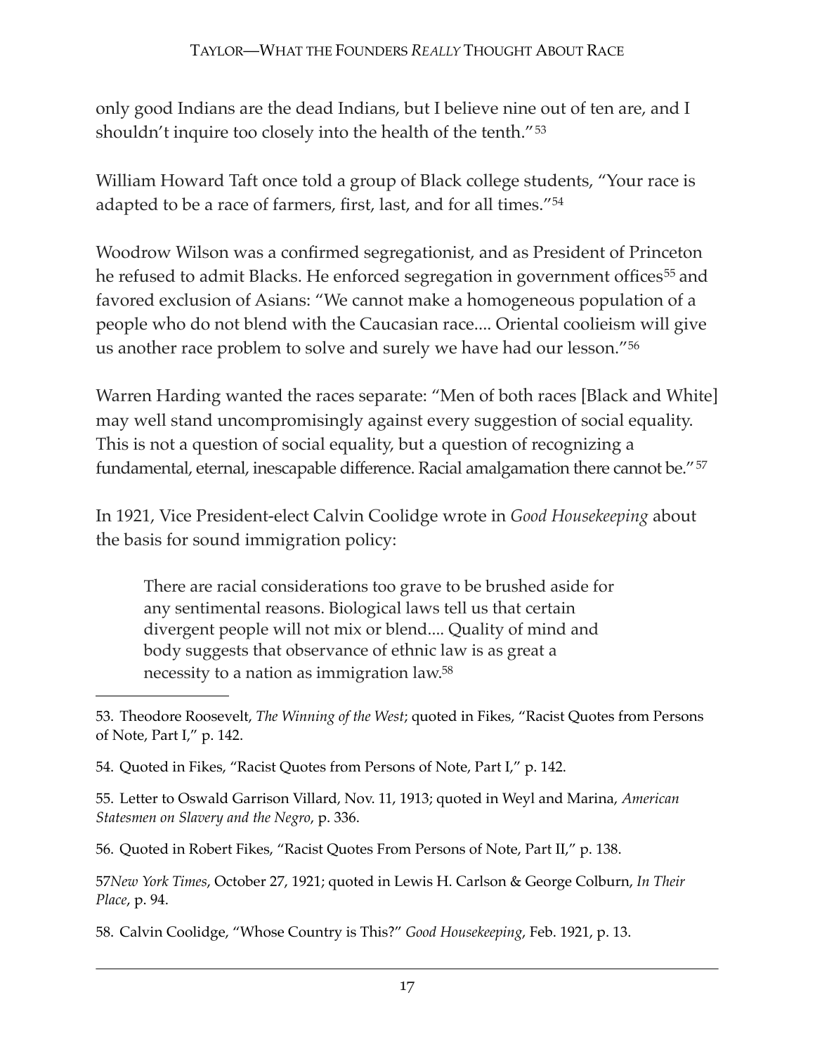only good Indians are the dead Indians, but I believe nine out of ten are, and I shouldn't inquire too closely into the health of the tenth."[53]

William Howard Taft once told a group of Black college students, "Your race is adapted to be a race of farmers, first, last, and for all times."[54]

Woodrow Wilson was a confirmed segregationist, and as President of Princeton he refused to admit Blacks. He enforced segregation in government offices[55] and favored exclusion of Asians: "We cannot make a homogeneous population of a people who do not blend with the Caucasian race.... Oriental coolieism will give us another race problem to solve and surely we have had our lesson."[56]

Warren Harding wanted the races separate: "Men of both races [Black and White] may well stand uncompromisingly against every suggestion of social equality. This is not a question of social equality, but a question of recognizing a fundamental, eternal, inescapable difference. Racial amalgamation there cannot be."[57]

In 1921, Vice President-elect Calvin Coolidge wrote in *Good Housekeeping* about the basis for sound immigration policy:

> There are racial considerations too grave to be brushed aside for any sentimental reasons. Biological laws tell us that certain divergent people will not mix or blend.... Quality of mind and body suggests that observance of ethnic law is as great a necessity to a nation as immigration law.[58]

---

53. Theodore Roosevelt, *The Winning of the West*; quoted in Fikes, "Racist Quotes from Persons of Note, Part I," p. 142.

54. Quoted in Fikes, "Racist Quotes from Persons of Note, Part I," p. 142.

55. Letter to Oswald Garrison Villard, Nov. 11, 1913; quoted in Weyl and Marina, *American Statesmen on Slavery and the Negro*, p. 336.

56. Quoted in Robert Fikes, "Racist Quotes From Persons of Note, Part II," p. 138.

57*New York Times*, October 27, 1921; quoted in Lewis H. Carlson & George Colburn, *In Their Place*, p. 94.

58. Calvin Coolidge, "Whose Country is This?" *Good Housekeeping*, Feb. 1921, p. 13.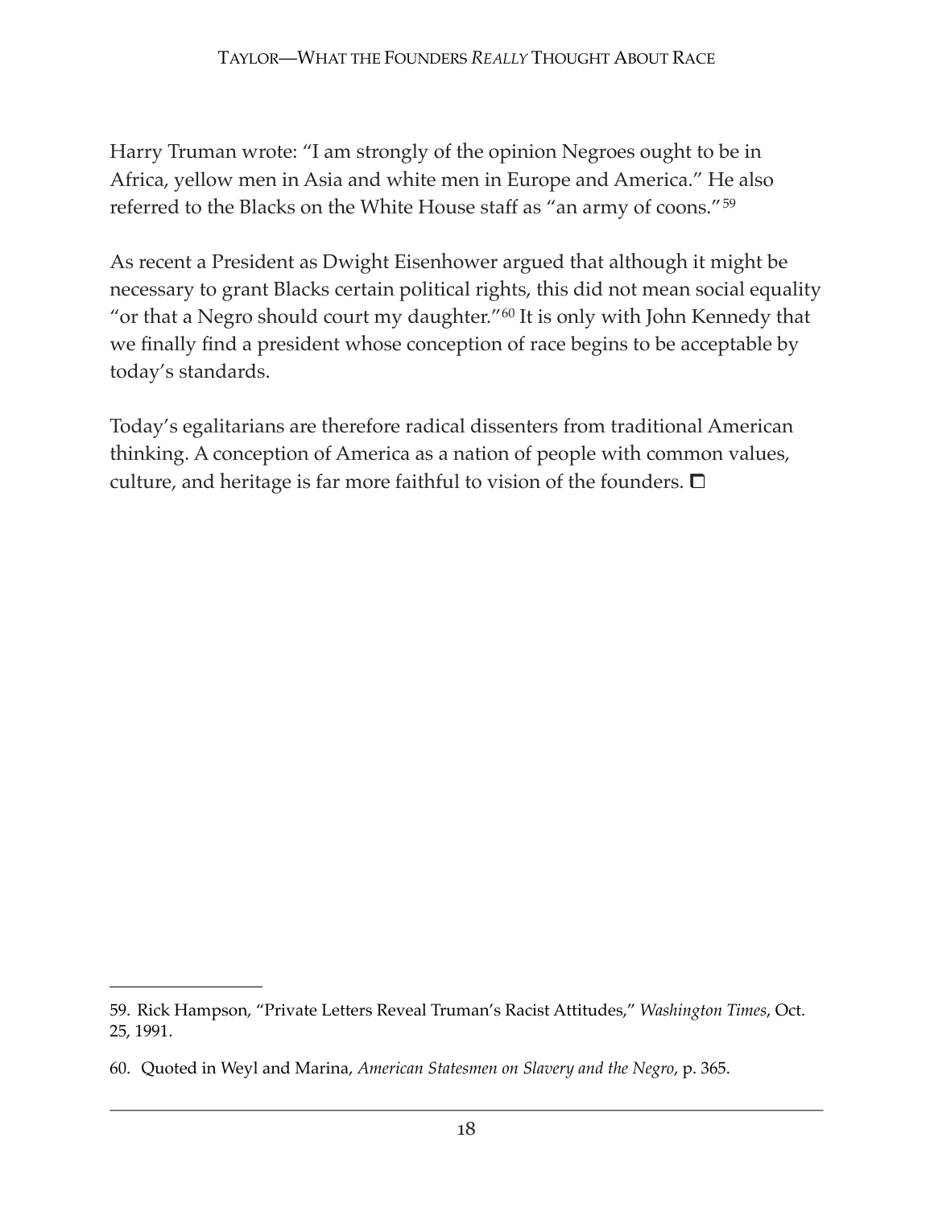Harry Truman wrote: "I am strongly of the opinion Negroes ought to be in Africa, yellow men in Asia and white men in Europe and America." He also referred to the Blacks on the White House staff as "an army of coons."[59]

As recent a President as Dwight Eisenhower argued that although it might be necessary to grant Blacks certain political rights, this did not mean social equality "or that a Negro should court my daughter."[60] It is only with John Kennedy that we finally find a president whose conception of race begins to be acceptable by today's standards.

Today's egalitarians are therefore radical dissenters from traditional American thinking. A conception of America as a nation of people with common values, culture, and heritage is far more faithful to vision of the founders. □

---

59. Rick Hampson, "Private Letters Reveal Truman's Racist Attitudes," *Washington Times*, Oct. 25, 1991.

60. Quoted in Weyl and Marina, *American Statesmen on Slavery and the Negro*, p. 365.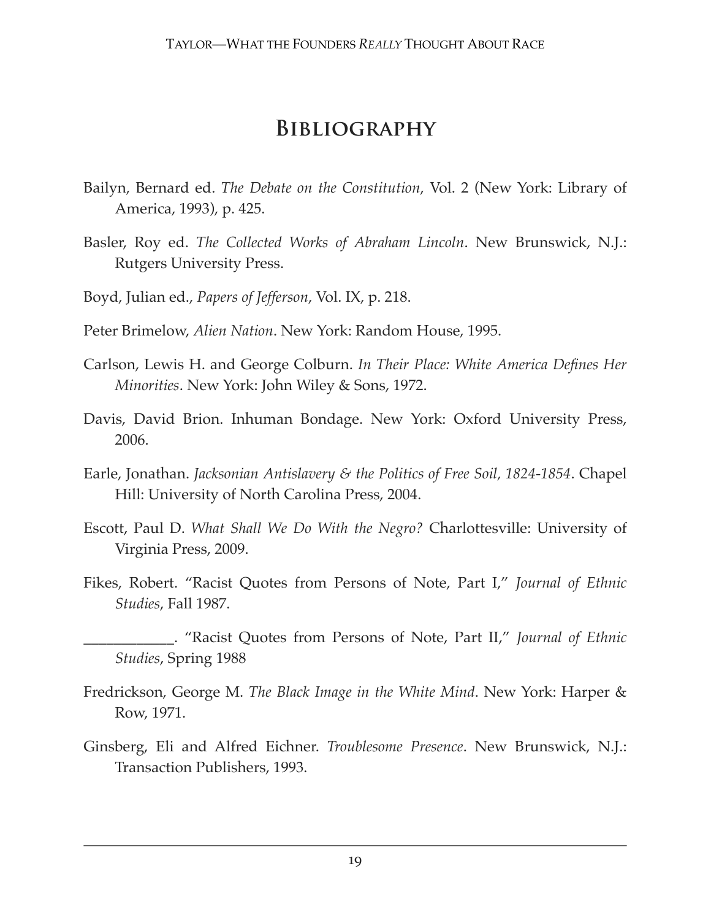# Bibliography

Bailyn, Bernard ed. *The Debate on the Constitution*, Vol. 2 (New York: Library of America, 1993), p. 425.

Basler, Roy ed. *The Collected Works of Abraham Lincoln*. New Brunswick, N.J.: Rutgers University Press.

Boyd, Julian ed., *Papers of Jefferson*, Vol. IX, p. 218.

Peter Brimelow, *Alien Nation*. New York: Random House, 1995.

Carlson, Lewis H. and George Colburn. *In Their Place: White America Defines Her Minorities*. New York: John Wiley & Sons, 1972.

Davis, David Brion. Inhuman Bondage. New York: Oxford University Press, 2006.

Earle, Jonathan. *Jacksonian Antislavery & the Politics of Free Soil, 1824-1854*. Chapel Hill: University of North Carolina Press, 2004.

Escott, Paul D. *What Shall We Do With the Negro?* Charlottesville: University of Virginia Press, 2009.

Fikes, Robert. "Racist Quotes from Persons of Note, Part I," *Journal of Ethnic Studies*, Fall 1987.

___________. "Racist Quotes from Persons of Note, Part II," *Journal of Ethnic Studies*, Spring 1988

Fredrickson, George M. *The Black Image in the White Mind*. New York: Harper & Row, 1971.

Ginsberg, Eli and Alfred Eichner. *Troublesome Presence*. New Brunswick, N.J.: Transaction Publishers, 1993.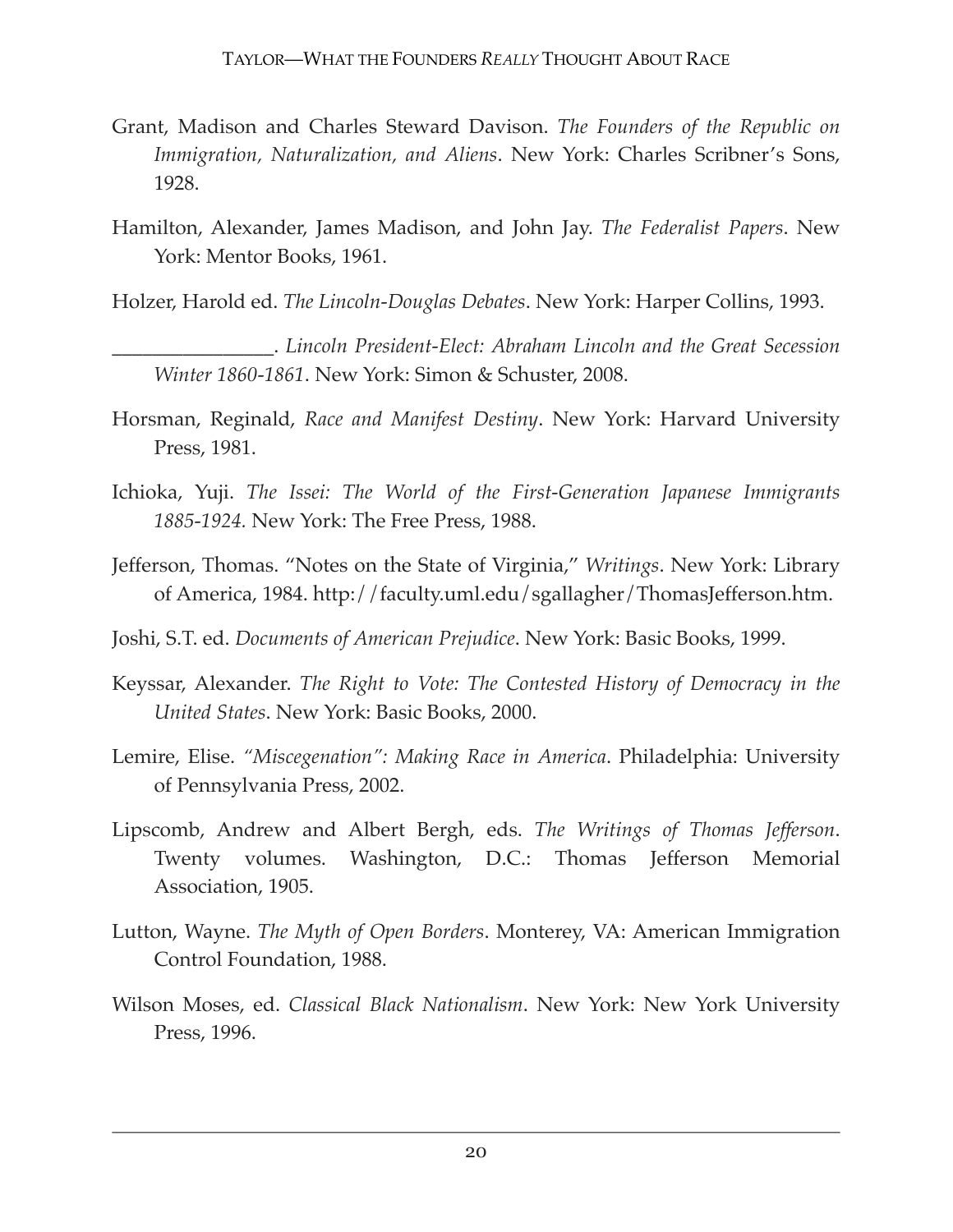Grant, Madison and Charles Steward Davison. *The Founders of the Republic on Immigration, Naturalization, and Aliens*. New York: Charles Scribner's Sons, 1928.

Hamilton, Alexander, James Madison, and John Jay. *The Federalist Papers*. New York: Mentor Books, 1961.

Holzer, Harold ed. *The Lincoln-Douglas Debates*. New York: Harper Collins, 1993.

________________. *Lincoln President-Elect: Abraham Lincoln and the Great Secession Winter 1860-1861*. New York: Simon & Schuster, 2008.

Horsman, Reginald, *Race and Manifest Destiny*. New York: Harvard University Press, 1981.

Ichioka, Yuji. *The Issei: The World of the First-Generation Japanese Immigrants 1885-1924.* New York: The Free Press, 1988.

Jefferson, Thomas. "Notes on the State of Virginia," *Writings*. New York: Library of America, 1984. http://faculty.uml.edu/sgallagher/ThomasJefferson.htm.

Joshi, S.T. ed. *Documents of American Prejudice*. New York: Basic Books, 1999.

Keyssar, Alexander. *The Right to Vote: The Contested History of Democracy in the United States*. New York: Basic Books, 2000.

Lemire, Elise. *"Miscegenation": Making Race in America*. Philadelphia: University of Pennsylvania Press, 2002.

Lipscomb, Andrew and Albert Bergh, eds. *The Writings of Thomas Jefferson*. Twenty volumes. Washington, D.C.: Thomas Jefferson Memorial Association, 1905.

Lutton, Wayne. *The Myth of Open Borders*. Monterey, VA: American Immigration Control Foundation, 1988.

Wilson Moses, ed. *Classical Black Nationalism*. New York: New York University Press, 1996.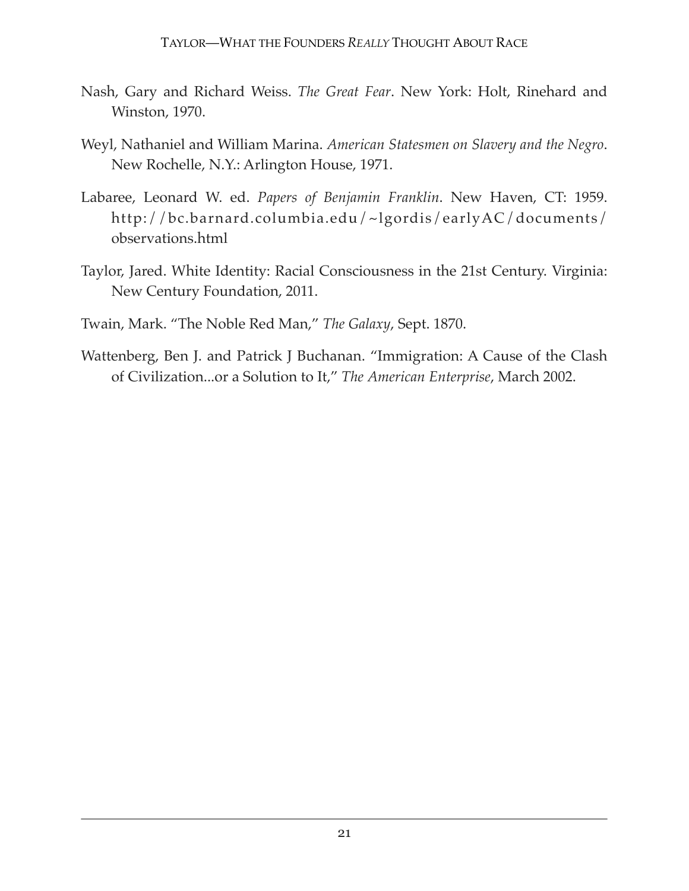Nash, Gary and Richard Weiss. *The Great Fear*. New York: Holt, Rinehard and Winston, 1970.

Weyl, Nathaniel and William Marina. *American Statesmen on Slavery and the Negro*. New Rochelle, N.Y.: Arlington House, 1971.

Labaree, Leonard W. ed. *Papers of Benjamin Franklin*. New Haven, CT: 1959. http://bc.barnard.columbia.edu/~lgordis/earlyAC/documents/observations.html

Taylor, Jared. White Identity: Racial Consciousness in the 21st Century. Virginia: New Century Foundation, 2011.

Twain, Mark. "The Noble Red Man," *The Galaxy*, Sept. 1870.

Wattenberg, Ben J. and Patrick J Buchanan. "Immigration: A Cause of the Clash of Civilization...or a Solution to It," *The American Enterprise*, March 2002.